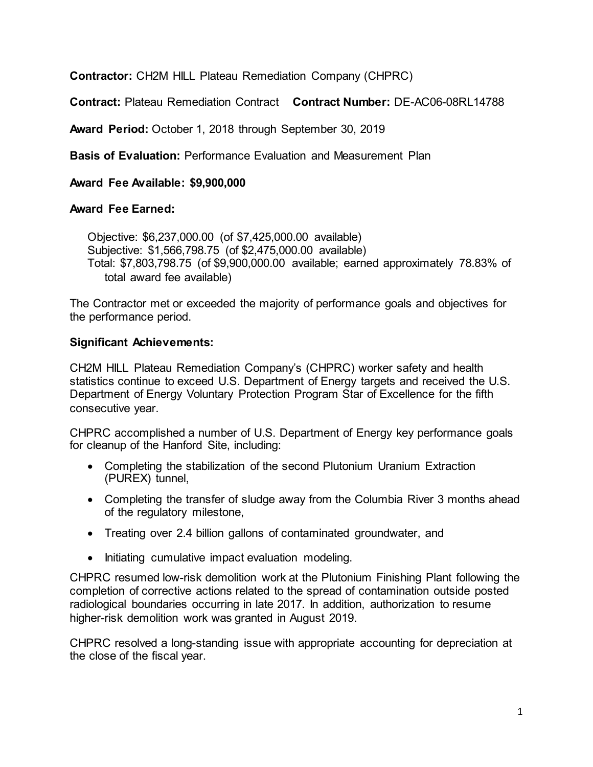**Contractor:** CH2M HILL Plateau Remediation Company (CHPRC)

**Contract:** Plateau Remediation Contract **Contract Number:** DE-AC06-08RL14788

**Award Period:** October 1, 2018 through September 30, 2019

**Basis of Evaluation:** Performance Evaluation and Measurement Plan

**Award Fee Available: $9,900,000**

**Award Fee Earned:**

Objective: $6,237,000.00 (of $7,425,000.00 available)
Subjective: $1,566,798.75 (of $2,475,000.00 available)
Total: $7,803,798.75 (of $9,900,000.00 available; earned approximately 78.83% of total award fee available)

The Contractor met or exceeded the majority of performance goals and objectives for the performance period.

**Significant Achievements:**

CH2M HILL Plateau Remediation Company's (CHPRC) worker safety and health statistics continue to exceed U.S. Department of Energy targets and received the U.S. Department of Energy Voluntary Protection Program Star of Excellence for the fifth consecutive year.

CHPRC accomplished a number of U.S. Department of Energy key performance goals for cleanup of the Hanford Site, including:

- Completing the stabilization of the second Plutonium Uranium Extraction (PUREX) tunnel,
- Completing the transfer of sludge away from the Columbia River 3 months ahead of the regulatory milestone,
- Treating over 2.4 billion gallons of contaminated groundwater, and
- Initiating cumulative impact evaluation modeling.

CHPRC resumed low-risk demolition work at the Plutonium Finishing Plant following the completion of corrective actions related to the spread of contamination outside posted radiological boundaries occurring in late 2017. In addition, authorization to resume higher-risk demolition work was granted in August 2019.

CHPRC resolved a long-standing issue with appropriate accounting for depreciation at the close of the fiscal year.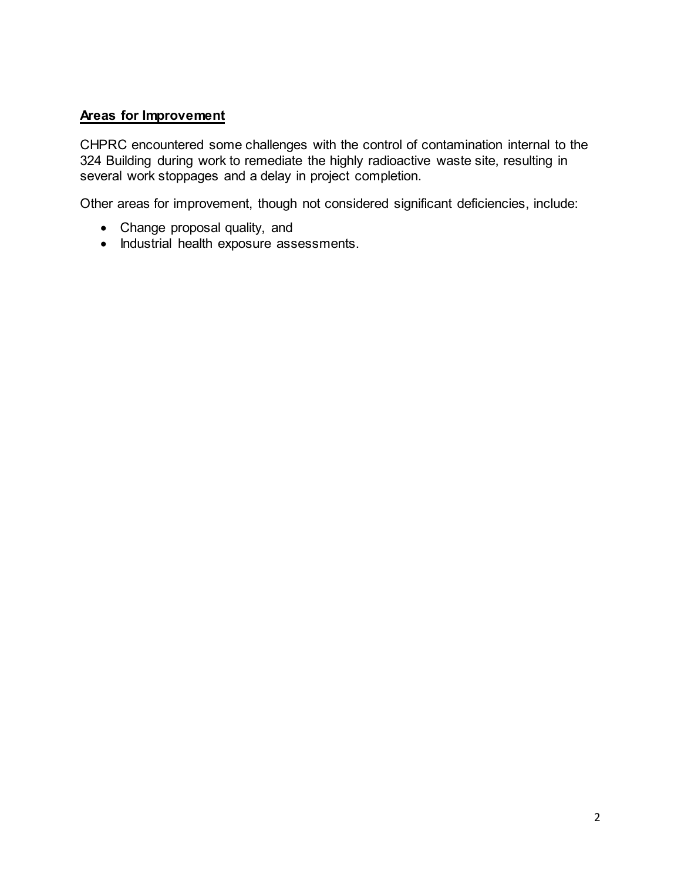## Areas for Improvement

CHPRC encountered some challenges with the control of contamination internal to the 324 Building during work to remediate the highly radioactive waste site, resulting in several work stoppages and a delay in project completion.

Other areas for improvement, though not considered significant deficiencies, include:

- Change proposal quality, and
- Industrial health exposure assessments.